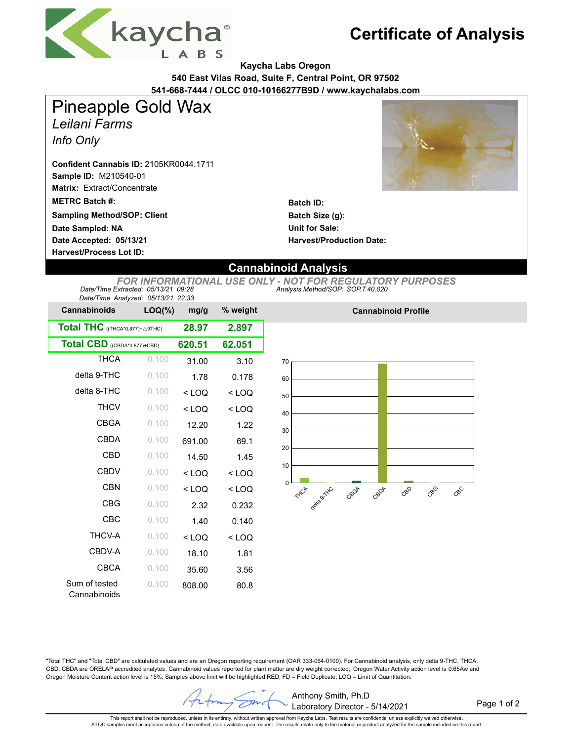# Certificate of Analysis

**Kaycha Labs Oregon**
**540 East Vilas Road, Suite F, Central Point, OR 97502**
**541-668-7444 / OLCC 010-10166277B9D / www.kaychalabs.com**

# Pineapple Gold Wax

*Leilani Farms*

*Info Only*

**Confident Cannabis ID:** 2105KR0044.1711
**Sample ID:** M210540-01
**Matrix:** Extract/Concentrate
**METRC Batch #:**
**Sampling Method/SOP: Client**
**Date Sampled: NA**
**Date Accepted: 05/13/21**
**Harvest/Process Lot ID:**

**Batch ID:**
**Batch Size (g):**
**Unit for Sale:**
**Harvest/Production Date:**

## Cannabinoid Analysis

*FOR INFORMATIONAL USE ONLY - NOT FOR REGULATORY PURPOSES*

*Date/Time Extracted: 05/13/21 09:28*
*Date/Time Analyzed: 05/13/21 22:33*
*Analysis Method/SOP: SOP.T.40.020*

| Cannabinoids | LOQ(%) | mg/g | % weight |
|---|---|---|---|
| **Total THC** ((THCA\*0.877)+△9THC) | | **28.97** | **2.897** |
| **Total CBD** ((CBDA\*0.877)+CBD) | | **620.51** | **62.051** |
| THCA | 0.100 | 31.00 | 3.10 |
| delta 9-THC | 0.100 | 1.78 | 0.178 |
| delta 8-THC | 0.100 | < LOQ | < LOQ |
| THCV | 0.100 | < LOQ | < LOQ |
| CBGA | 0.100 | 12.20 | 1.22 |
| CBDA | 0.100 | 691.00 | 69.1 |
| CBD | 0.100 | 14.50 | 1.45 |
| CBDV | 0.100 | < LOQ | < LOQ |
| CBN | 0.100 | < LOQ | < LOQ |
| CBG | 0.100 | 2.32 | 0.232 |
| CBC | 0.100 | 1.40 | 0.140 |
| THCV-A | 0.100 | < LOQ | < LOQ |
| CBDV-A | 0.100 | 18.10 | 1.81 |
| CBCA | 0.100 | 35.60 | 3.56 |
| Sum of tested Cannabinoids | 0.100 | 808.00 | 80.8 |

**Cannabinoid Profile**

"Total THC" and "Total CBD" are calculated values and are an Oregon reporting requirement (OAR 333-064-0100). For Cannabinoid analysis, only delta 9-THC, THCA, CBD, CBDA are ORELAP accredited analytes. Cannabinoid values reported for plant matter are dry weight corrected; Oregon Water Activity action level is 0.65Aw and Oregon Moisture Content action level is 15%, Samples above limit will be highlighted RED; FD = Field Duplicate; LOQ = Limit of Quantitation.

Anthony Smith, Ph.D
Laboratory Director - 5/14/2021

This report shall not be reproduced, unless in its entirety, without written approval from Kaycha Labs. Test results are confidential unless explicitly waived otherwise. All QC samples meet acceptance criteria of the method; data available upon request. The results relate only to the material or product analyzed for the sample included on this report.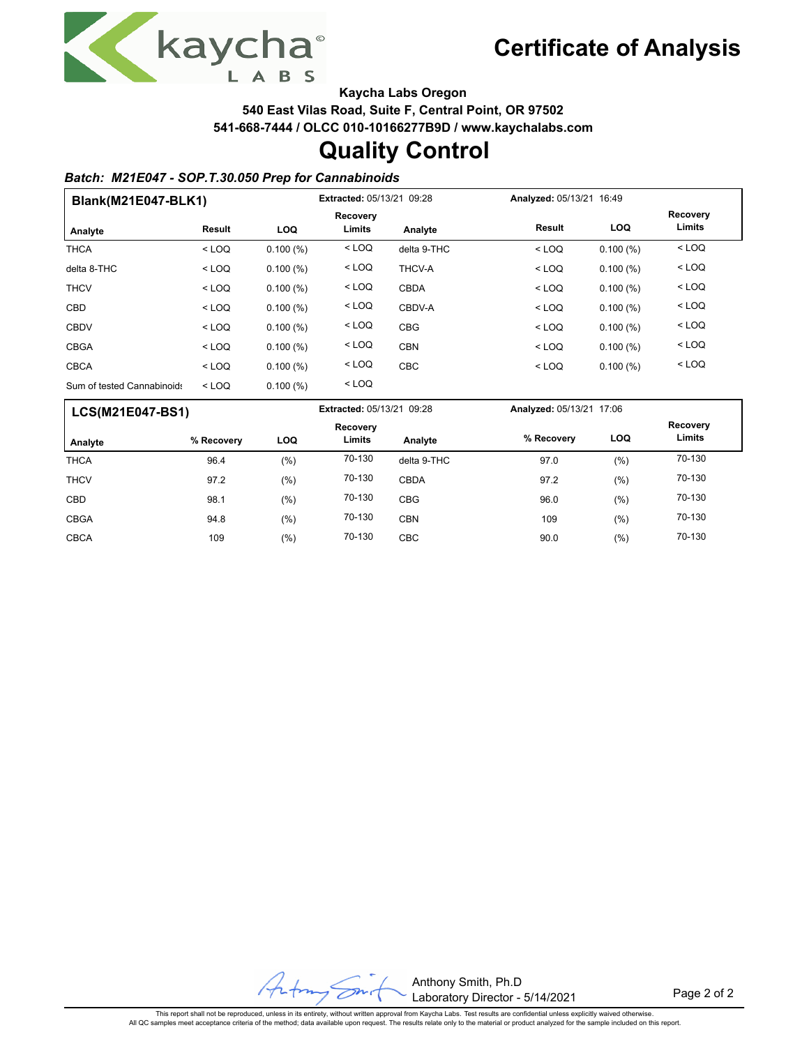# Certificate of Analysis

**Kaycha Labs Oregon**
**540 East Vilas Road, Suite F, Central Point, OR 97502**
**541-668-7444 / OLCC 010-10166277B9D / www.kaychalabs.com**

# Quality Control

***Batch: M21E047 - SOP.T.30.050 Prep for Cannabinoids***

**Blank(M21E047-BLK1)** — **Extracted:** 05/13/21 09:28 — **Analyzed:** 05/13/21 16:49

| Analyte | Result | LOQ | Recovery Limits | Analyte | Result | LOQ | Recovery Limits |
|---|---|---|---|---|---|---|---|
| THCA | < LOQ | 0.100 (%) | < LOQ | delta 9-THC | < LOQ | 0.100 (%) | < LOQ |
| delta 8-THC | < LOQ | 0.100 (%) | < LOQ | THCV-A | < LOQ | 0.100 (%) | < LOQ |
| THCV | < LOQ | 0.100 (%) | < LOQ | CBDA | < LOQ | 0.100 (%) | < LOQ |
| CBD | < LOQ | 0.100 (%) | < LOQ | CBDV-A | < LOQ | 0.100 (%) | < LOQ |
| CBDV | < LOQ | 0.100 (%) | < LOQ | CBG | < LOQ | 0.100 (%) | < LOQ |
| CBGA | < LOQ | 0.100 (%) | < LOQ | CBN | < LOQ | 0.100 (%) | < LOQ |
| CBCA | < LOQ | 0.100 (%) | < LOQ | CBC | < LOQ | 0.100 (%) | < LOQ |
| Sum of tested Cannabinoids | < LOQ | 0.100 (%) | < LOQ | | | | |

**LCS(M21E047-BS1)** — **Extracted:** 05/13/21 09:28 — **Analyzed:** 05/13/21 17:06

| Analyte | % Recovery | LOQ | Recovery Limits | Analyte | % Recovery | LOQ | Recovery Limits |
|---|---|---|---|---|---|---|---|
| THCA | 96.4 | (%) | 70-130 | delta 9-THC | 97.0 | (%) | 70-130 |
| THCV | 97.2 | (%) | 70-130 | CBDA | 97.2 | (%) | 70-130 |
| CBD | 98.1 | (%) | 70-130 | CBG | 96.0 | (%) | 70-130 |
| CBGA | 94.8 | (%) | 70-130 | CBN | 109 | (%) | 70-130 |
| CBCA | 109 | (%) | 70-130 | CBC | 90.0 | (%) | 70-130 |

Anthony Smith, Ph.D
Laboratory Director - 5/14/2021

This report shall not be reproduced, unless in its entirety, without written approval from Kaycha Labs. Test results are confidential unless explicitly waived otherwise.
All QC samples meet acceptance criteria of the method; data available upon request. The results relate only to the material or product analyzed for the sample included on this report.